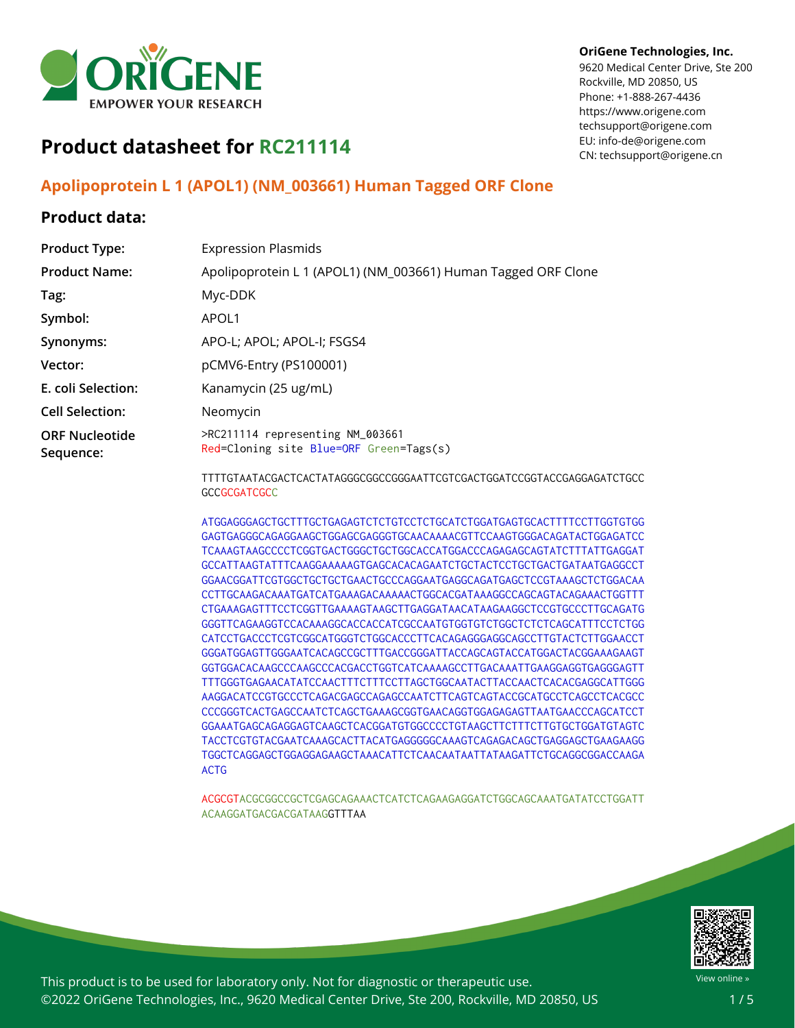OriGene Technologies, Inc.
9620 Medical Center Drive, Ste 200
Rockville, MD 20850, US
Phone: +1-888-267-4436
https://www.origene.com
techsupport@origene.com
EU: info-de@origene.com
CN: techsupport@origene.cn

# Product datasheet for RC211114

## Apolipoprotein L 1 (APOL1) (NM_003661) Human Tagged ORF Clone

## Product data:

| | |
|---|---|
| **Product Type:** | Expression Plasmids |
| **Product Name:** | Apolipoprotein L 1 (APOL1) (NM_003661) Human Tagged ORF Clone |
| **Tag:** | Myc-DDK |
| **Symbol:** | APOL1 |
| **Synonyms:** | APO-L; APOL; APOL-I; FSGS4 |
| **Vector:** | pCMV6-Entry (PS100001) |
| **E. coli Selection:** | Kanamycin (25 ug/mL) |
| **Cell Selection:** | Neomycin |
| **ORF Nucleotide Sequence:** | >RC211114 representing NM_003661<br>Red=Cloning site Blue=ORF Green=Tags(s) |

```
TTTTGTAATACGACTCACTATAGGGCGGCCGGGAATTCGTCGACTGGATCCGGTACCGAGGAGATCTGCC
GCCGCGATCGCC

ATGGAGGGAGCTGCTTTGCTGAGAGTCTCTGTCCTCTGCATCTGGATGAGTGCACTTTTCCTTGGTGTGG
GAGTGAGGGCAGAGGAAGCTGGAGCGAGGGTGCAACAAAACGTTCCAAGTGGGACAGATACTGGAGATCC
TCAAAGTAAGCCCCTCGGTGACTGGGCTGCTGGCACCATGGACCCAGAGAGCAGTATCTTTATTGAGGAT
GCCATTAAGTATTTCAAGGAAAAAGTGAGCACACAGAATCTGCTACTCCTGCTGACTGATAATGAGGCCT
GGAACGGATTCGTGGCTGCTGCTGAACTGCCCAGGAATGAGGCAGATGAGCTCCGTAAAGCTCTGGACAA
CCTTGCAAGACAAATGATCATGAAAGACAAAAACTGGCACGATAAAGGCCAGCAGTACAGAAACTGGTTT
CTGAAAGAGTTTCCTCGGTTGAAAAGTAAGCTTGAGGATAACATAAGAAGGCTCCGTGCCCTTGCAGATG
GGGTTCAGAAGGTCCACAAAGGCACCACCATCGCCAATGTGGTGTCTGGCTCTCTCAGCATTTCCTCTGG
CATCCTGACCCTCGTCGGCATGGGTCTGGCACCCTTCACAGAGGGAGGCAGCCTTGTACTCTTGGAACCT
GGGATGGAGTTGGGAATCACAGCCGCTTTGACCGGGATTACCAGCAGTACCATGGACTACGGAAAGAAGT
GGTGGACACAAGCCCAAGCCCACGACCTGGTCATCAAAAGCCTTGACAAATTGAAGGAGGTGAGGGAGTT
TTTGGGTGAGAACATATCCAACTTTCTTTCCTTAGCTGGCAATACTTACCAACTCACACGAGGCATTGGG
AAGGACATCCGTGCCCTCAGACGAGCCAGAGCCAATCTTCAGTCAGTACCGCATGCCTCAGCCTCACGCC
CCCGGGTCACTGAGCCAATCTCAGCTGAAAGCGGTGAACAGGTGGAGAGAGTTAATGAACCCAGCATCCT
GGAAATGAGCAGAGGAGTCAAGCTCACGGATGTGGCCCCTGTAAGCTTCTTTCTTGTGCTGGATGTAGTC
TACCTCGTGTACGAATCAAAGCACTTACATGAGGGGGCAAAGTCAGAGACAGCTGAGGAGCTGAAGAAGG
TGGCTCAGGAGCTGGAGGAGAAGCTAAACATTCTCAACAATAATTATAAGATTCTGCAGGCGGACCAAGA
ACTG

ACGCGTACGCGGCCGCTCGAGCAGAAACTCATCTCAGAAGAGGATCTGGCAGCAAATGATATCCTGGATT
ACAAGGATGACGACGATAAGGTTTAA
```

This product is to be used for laboratory only. Not for diagnostic or therapeutic use.
©2022 OriGene Technologies, Inc., 9620 Medical Center Drive, Ste 200, Rockville, MD 20850, US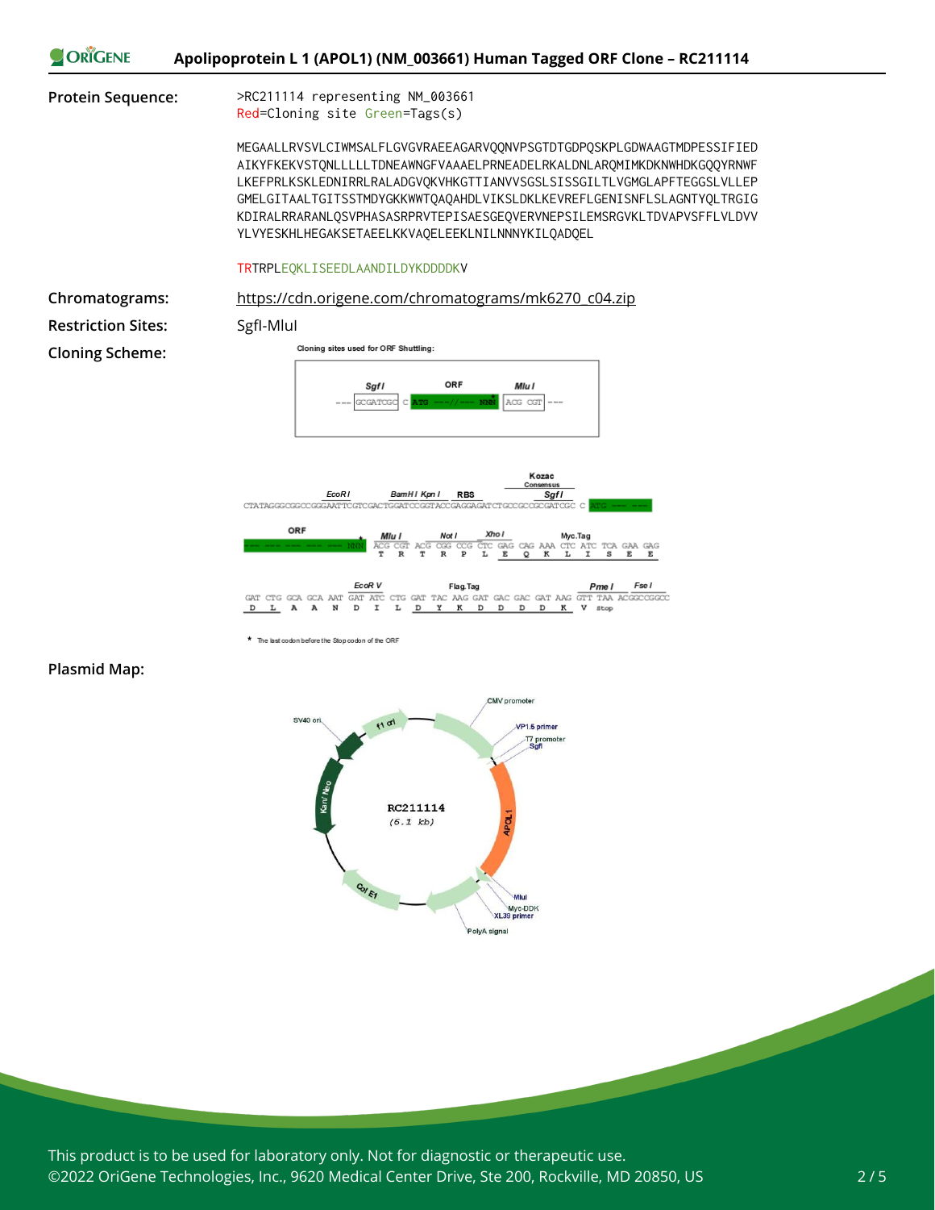**Protein Sequence:**

```
>RC211114 representing NM_003661
Red=Cloning site Green=Tags(s)

MEGAALLRVSVLCIWMSALFLGVGVRAEEAGARVQQNVPSGTDTGDPQSKPLGDWAAGTMDPESSIFIED
AIKYFKEKVSTQNLLLLLTDNEAWNGFVAAAELPRNEADELRKALDNLARQMIMKDKNWHDKGQQYRNWF
LKEFPRLKSKLEDNIRRLRALADGVQKVHKGTTIANVVSGSLSISSGILTLVGMGLAPFTEGGSLVLLEP
GMELGITAALTGITSSTMDYGKKWWTQAQAHDLVIKSLDKLKEVREFLGENISNFLSLAGNTYQLTRGIG
KDIRALRRARANLQSVPHASASRPRVTEPISAESGEQVERVNEPSILEMSRGVKLTDVAPVSFFLVLDVV
YLVYESKHLHEGAKSETAEELKKVAQELEEKLNILNNNYKILQADQEL

TRTRPLEQKLISEEDLAANDILDYKDDDDKV
```

**Chromatograms:** https://cdn.origene.com/chromatograms/mk6270_c04.zip

**Restriction Sites:** SgfI-MluI

**Cloning Scheme:**

**Plasmid Map:**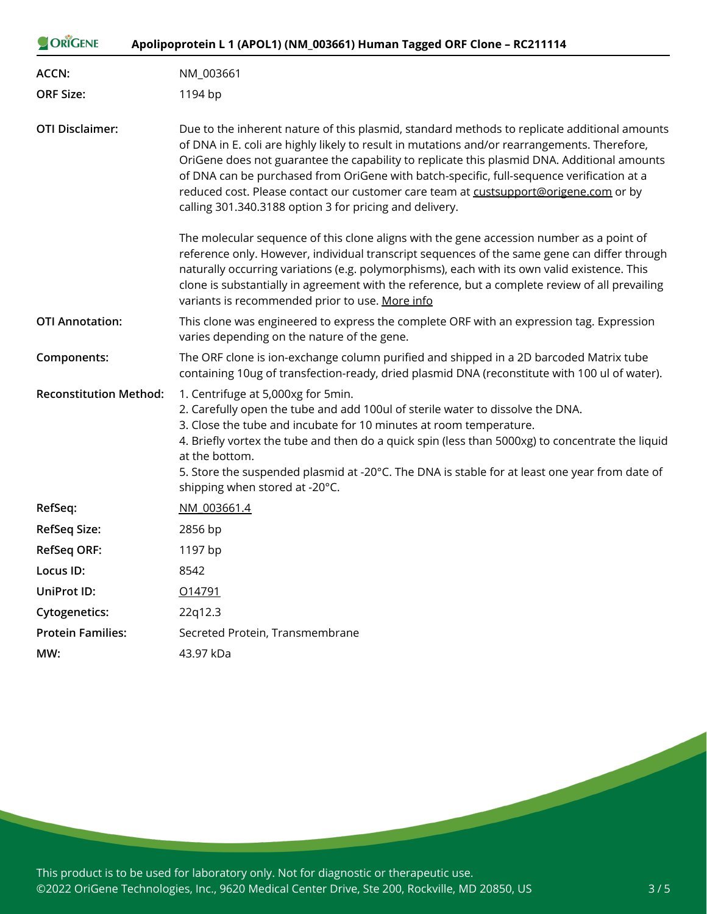| | |
|---|---|
| **ACCN:** | NM_003661 |
| **ORF Size:** | 1194 bp |
| **OTI Disclaimer:** | Due to the inherent nature of this plasmid, standard methods to replicate additional amounts of DNA in E. coli are highly likely to result in mutations and/or rearrangements. Therefore, OriGene does not guarantee the capability to replicate this plasmid DNA. Additional amounts of DNA can be purchased from OriGene with batch-specific, full-sequence verification at a reduced cost. Please contact our customer care team at custsupport@origene.com or by calling 301.340.3188 option 3 for pricing and delivery.<br><br>The molecular sequence of this clone aligns with the gene accession number as a point of reference only. However, individual transcript sequences of the same gene can differ through naturally occurring variations (e.g. polymorphisms), each with its own valid existence. This clone is substantially in agreement with the reference, but a complete review of all prevailing variants is recommended prior to use. More info |
| **OTI Annotation:** | This clone was engineered to express the complete ORF with an expression tag. Expression varies depending on the nature of the gene. |
| **Components:** | The ORF clone is ion-exchange column purified and shipped in a 2D barcoded Matrix tube containing 10ug of transfection-ready, dried plasmid DNA (reconstitute with 100 ul of water). |
| **Reconstitution Method:** | 1. Centrifuge at 5,000xg for 5min.<br>2. Carefully open the tube and add 100ul of sterile water to dissolve the DNA.<br>3. Close the tube and incubate for 10 minutes at room temperature.<br>4. Briefly vortex the tube and then do a quick spin (less than 5000xg) to concentrate the liquid at the bottom.<br>5. Store the suspended plasmid at -20°C. The DNA is stable for at least one year from date of shipping when stored at -20°C. |
| **RefSeq:** | NM_003661.4 |
| **RefSeq Size:** | 2856 bp |
| **RefSeq ORF:** | 1197 bp |
| **Locus ID:** | 8542 |
| **UniProt ID:** | O14791 |
| **Cytogenetics:** | 22q12.3 |
| **Protein Families:** | Secreted Protein, Transmembrane |
| **MW:** | 43.97 kDa |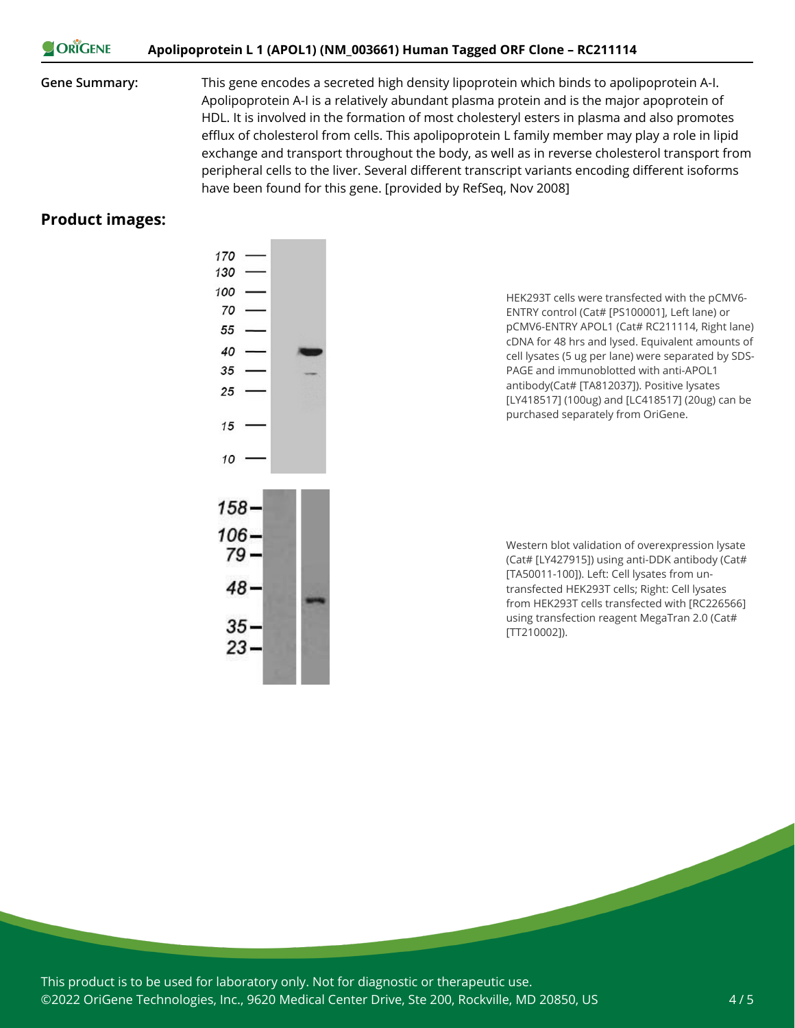**Gene Summary:** This gene encodes a secreted high density lipoprotein which binds to apolipoprotein A-I. Apolipoprotein A-I is a relatively abundant plasma protein and is the major apoprotein of HDL. It is involved in the formation of most cholesteryl esters in plasma and also promotes efflux of cholesterol from cells. This apolipoprotein L family member may play a role in lipid exchange and transport throughout the body, as well as in reverse cholesterol transport from peripheral cells to the liver. Several different transcript variants encoding different isoforms have been found for this gene. [provided by RefSeq, Nov 2008]

## Product images:

HEK293T cells were transfected with the pCMV6-ENTRY control (Cat# [PS100001], Left lane) or pCMV6-ENTRY APOL1 (Cat# RC211114, Right lane) cDNA for 48 hrs and lysed. Equivalent amounts of cell lysates (5 ug per lane) were separated by SDS-PAGE and immunoblotted with anti-APOL1 antibody(Cat# [TA812037]). Positive lysates [LY418517] (100ug) and [LC418517] (20ug) can be purchased separately from OriGene.

Western blot validation of overexpression lysate (Cat# [LY427915]) using anti-DDK antibody (Cat# [TA50011-100]). Left: Cell lysates from un-transfected HEK293T cells; Right: Cell lysates from HEK293T cells transfected with [RC226566] using transfection reagent MegaTran 2.0 (Cat# [TT210002]).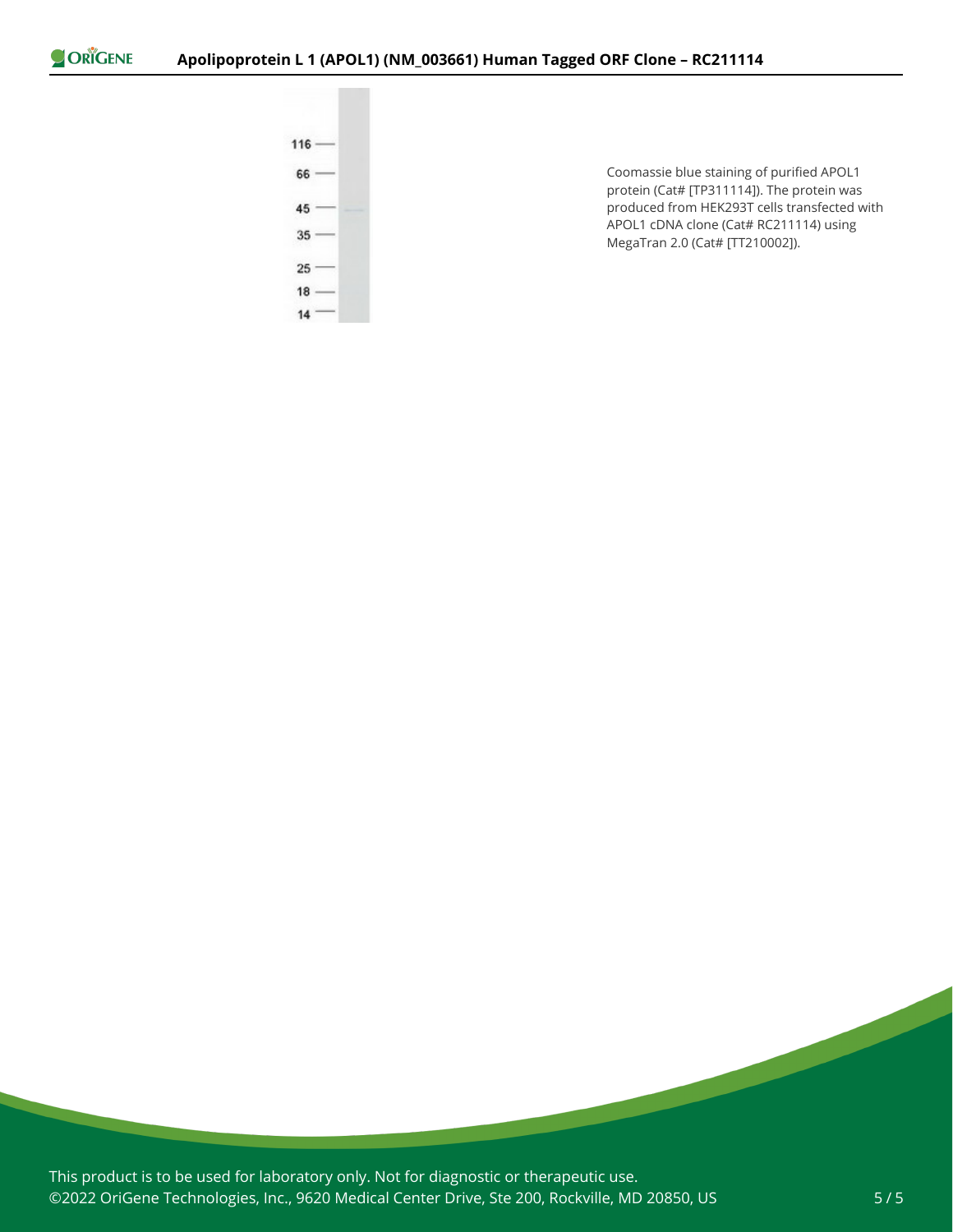116

66

45

35

25

18

14

Coomassie blue staining of purified APOL1 protein (Cat# [TP311114]). The protein was produced from HEK293T cells transfected with APOL1 cDNA clone (Cat# RC211114) using MegaTran 2.0 (Cat# [TT210002]).

This product is to be used for laboratory only. Not for diagnostic or therapeutic use.
©2022 OriGene Technologies, Inc., 9620 Medical Center Drive, Ste 200, Rockville, MD 20850, US